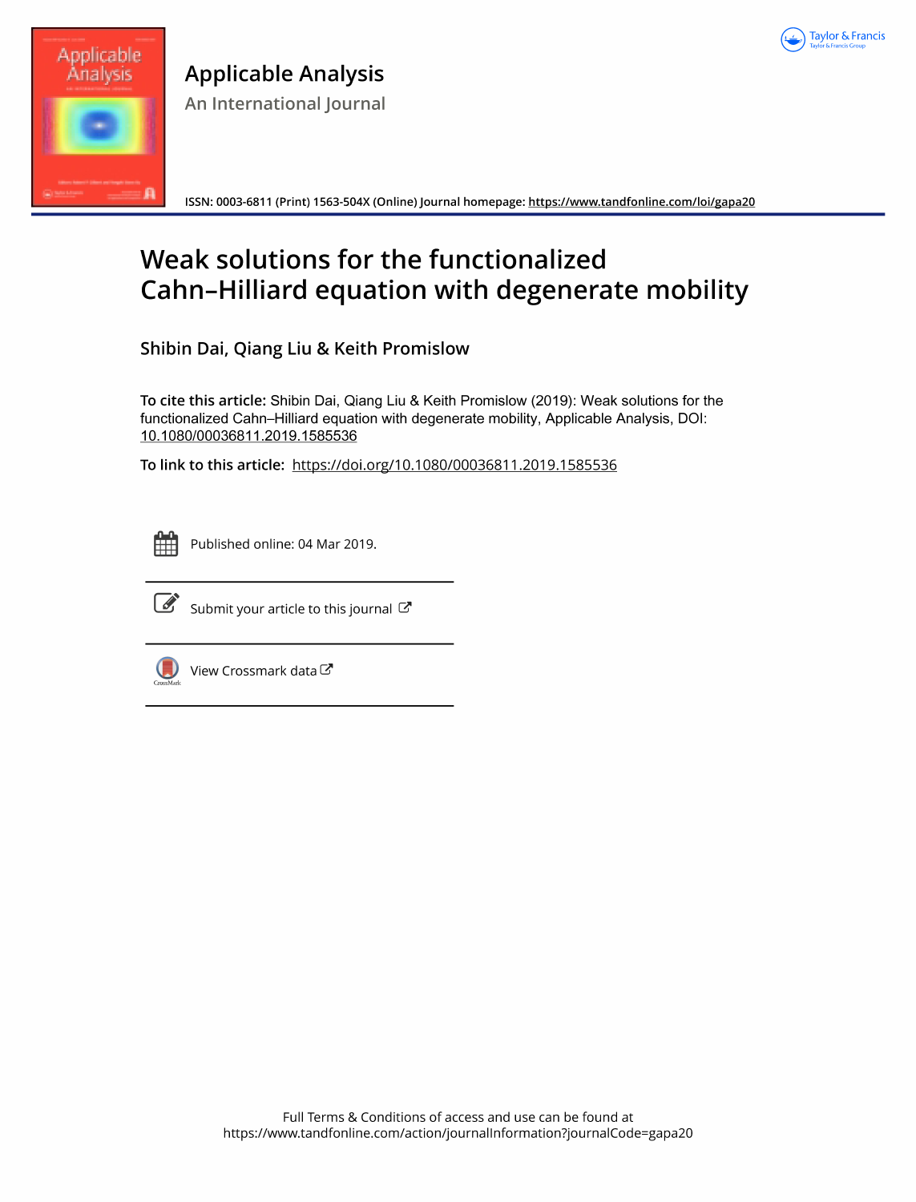# Applicable Analysis

## An International Journal

ISSN: 0003-6811 (Print) 1563-504X (Online) Journal homepage: https://www.tandfonline.com/loi/gapa20

# Weak solutions for the functionalized Cahn–Hilliard equation with degenerate mobility

**Shibin Dai, Qiang Liu & Keith Promislow**

**To cite this article:** Shibin Dai, Qiang Liu & Keith Promislow (2019): Weak solutions for the functionalized Cahn–Hilliard equation with degenerate mobility, Applicable Analysis, DOI: 10.1080/00036811.2019.1585536

**To link to this article:** https://doi.org/10.1080/00036811.2019.1585536

Published online: 04 Mar 2019.

Submit your article to this journal

View Crossmark data

Full Terms & Conditions of access and use can be found at
https://www.tandfonline.com/action/journalInformation?journalCode=gapa20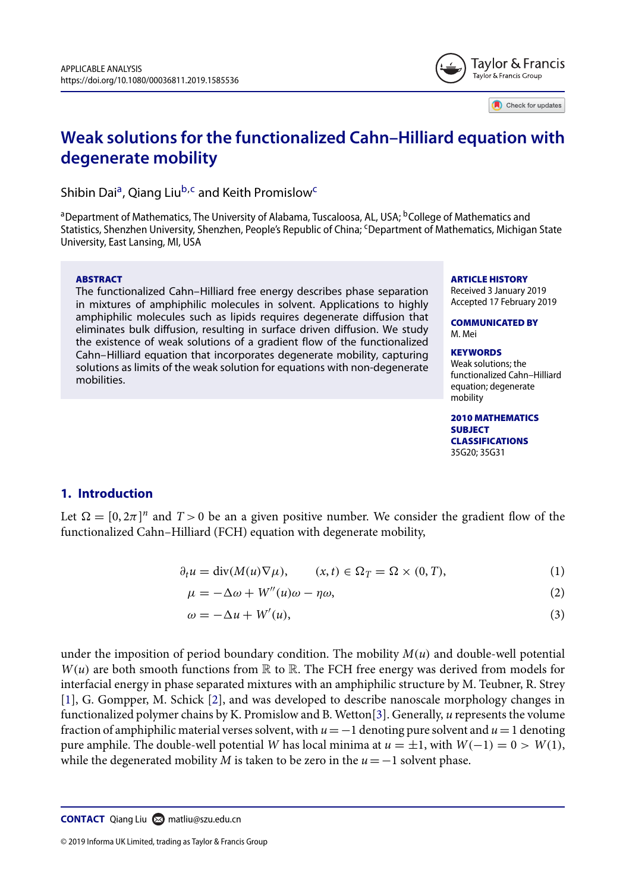# Weak solutions for the functionalized Cahn–Hilliard equation with degenerate mobility

Shibin Dai[a], Qiang Liu[b,c] and Keith Promislow[c]

[a]Department of Mathematics, The University of Alabama, Tuscaloosa, AL, USA; [b]College of Mathematics and Statistics, Shenzhen University, Shenzhen, People's Republic of China; [c]Department of Mathematics, Michigan State University, East Lansing, MI, USA

**ABSTRACT**

The functionalized Cahn–Hilliard free energy describes phase separation in mixtures of amphiphilic molecules in solvent. Applications to highly amphiphilic molecules such as lipids requires degenerate diffusion that eliminates bulk diffusion, resulting in surface driven diffusion. We study the existence of weak solutions of a gradient flow of the functionalized Cahn–Hilliard equation that incorporates degenerate mobility, capturing solutions as limits of the weak solution for equations with non-degenerate mobilities.

**ARTICLE HISTORY**
Received 3 January 2019
Accepted 17 February 2019

**COMMUNICATED BY**
M. Mei

**KEYWORDS**
Weak solutions; the functionalized Cahn–Hilliard equation; degenerate mobility

**2010 MATHEMATICS SUBJECT CLASSIFICATIONS**
35G20; 35G31

## 1. Introduction

Let $\Omega = [0, 2\pi]^n$ and $T > 0$ be an given positive number. We consider the gradient flow of the functionalized Cahn–Hilliard (FCH) equation with degenerate mobility,

$$\partial_t u = \operatorname{div}(M(u)\nabla\mu), \qquad (x,t) \in \Omega_T = \Omega \times (0,T), \tag{1}$$

$$\mu = -\Delta\omega + W''(u)\omega - \eta\omega, \tag{2}$$

$$\omega = -\Delta u + W'(u), \tag{3}$$

under the imposition of period boundary condition. The mobility $M(u)$ and double-well potential $W(u)$ are both smooth functions from $\mathbb{R}$ to $\mathbb{R}$. The FCH free energy was derived from models for interfacial energy in phase separated mixtures with an amphiphilic structure by M. Teubner, R. Strey [1], G. Gompper, M. Schick [2], and was developed to describe nanoscale morphology changes in functionalized polymer chains by K. Promislow and B. Wetton[3]. Generally, $u$ represents the volume fraction of amphiphilic material verses solvent, with $u = -1$ denoting pure solvent and $u = 1$ denoting pure amphile. The double-well potential $W$ has local minima at $u = \pm 1$, with $W(-1) = 0 > W(1)$, while the degenerated mobility $M$ is taken to be zero in the $u = -1$ solvent phase.

**CONTACT** Qiang Liu matliu@szu.edu.cn

© 2019 Informa UK Limited, trading as Taylor & Francis Group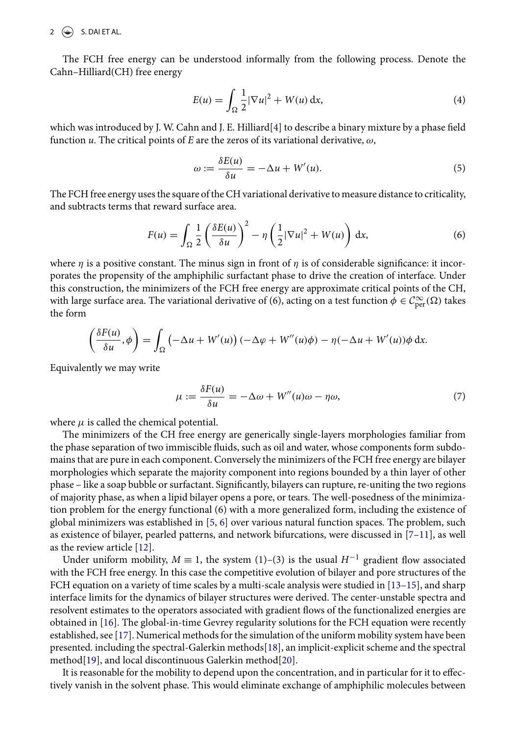The FCH free energy can be understood informally from the following process. Denote the Cahn–Hilliard(CH) free energy

$$E(u) = \int_\Omega \frac{1}{2}|\nabla u|^2 + W(u)\,\mathrm{d}x, \tag{4}$$

which was introduced by J. W. Cahn and J. E. Hilliard[4] to describe a binary mixture by a phase field function $u$. The critical points of $E$ are the zeros of its variational derivative, $\omega$,

$$\omega := \frac{\delta E(u)}{\delta u} = -\Delta u + W'(u). \tag{5}$$

The FCH free energy uses the square of the CH variational derivative to measure distance to criticality, and subtracts terms that reward surface area.

$$F(u) = \int_\Omega \frac{1}{2}\left(\frac{\delta E(u)}{\delta u}\right)^2 - \eta\left(\frac{1}{2}|\nabla u|^2 + W(u)\right)\,\mathrm{d}x, \tag{6}$$

where $\eta$ is a positive constant. The minus sign in front of $\eta$ is of considerable significance: it incorporates the propensity of the amphiphilic surfactant phase to drive the creation of interface. Under this construction, the minimizers of the FCH free energy are approximate critical points of the CH, with large surface area. The variational derivative of (6), acting on a test function $\phi \in \mathcal{C}^\infty_{\mathrm{per}}(\Omega)$ takes the form

$$\left(\frac{\delta F(u)}{\delta u}, \phi\right) = \int_\Omega \left(-\Delta u + W'(u)\right)\left(-\Delta \varphi + W''(u)\phi\right) - \eta(-\Delta u + W'(u))\phi\,\mathrm{d}x.$$

Equivalently we may write

$$\mu := \frac{\delta F(u)}{\delta u} = -\Delta\omega + W''(u)\omega - \eta\omega, \tag{7}$$

where $\mu$ is called the chemical potential.

The minimizers of the CH free energy are generically single-layers morphologies familiar from the phase separation of two immiscible fluids, such as oil and water, whose components form subdomains that are pure in each component. Conversely the minimizers of the FCH free energy are bilayer morphologies which separate the majority component into regions bounded by a thin layer of other phase – like a soap bubble or surfactant. Significantly, bilayers can rupture, re-uniting the two regions of majority phase, as when a lipid bilayer opens a pore, or tears. The well-posedness of the minimization problem for the energy functional (6) with a more generalized form, including the existence of global minimizers was established in [5, 6] over various natural function spaces. The problem, such as existence of bilayer, pearled patterns, and network bifurcations, were discussed in [7–11], as well as the review article [12].

Under uniform mobility, $M \equiv 1$, the system (1)–(3) is the usual $H^{-1}$ gradient flow associated with the FCH free energy. In this case the competitive evolution of bilayer and pore structures of the FCH equation on a variety of time scales by a multi-scale analysis were studied in [13–15], and sharp interface limits for the dynamics of bilayer structures were derived. The center-unstable spectra and resolvent estimates to the operators associated with gradient flows of the functionalized energies are obtained in [16]. The global-in-time Gevrey regularity solutions for the FCH equation were recently established, see [17]. Numerical methods for the simulation of the uniform mobility system have been presented. including the spectral-Galerkin methods[18], an implicit-explicit scheme and the spectral method[19], and local discontinuous Galerkin method[20].

It is reasonable for the mobility to depend upon the concentration, and in particular for it to effectively vanish in the solvent phase. This would eliminate exchange of amphiphilic molecules between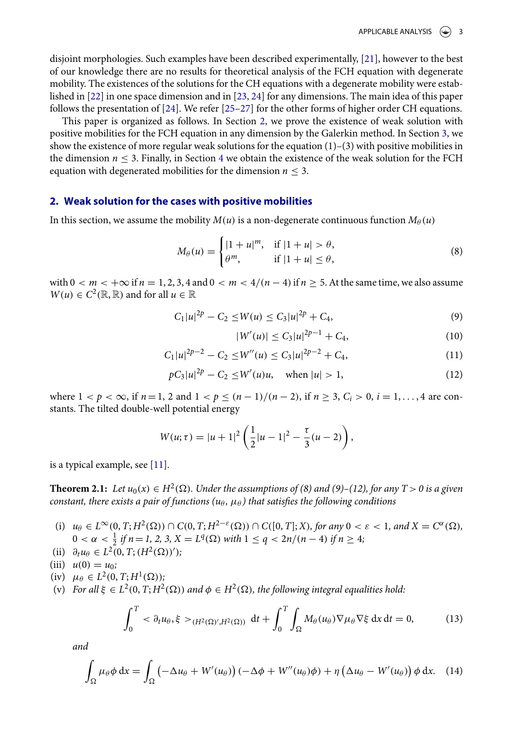disjoint morphologies. Such examples have been described experimentally, [21], however to the best of our knowledge there are no results for theoretical analysis of the FCH equation with degenerate mobility. The existences of the solutions for the CH equations with a degenerate mobility were established in [22] in one space dimension and in [23, 24] for any dimensions. The main idea of this paper follows the presentation of [24]. We refer [25–27] for the other forms of higher order CH equations.

This paper is organized as follows. In Section 2, we prove the existence of weak solution with positive mobilities for the FCH equation in any dimension by the Galerkin method. In Section 3, we show the existence of more regular weak solutions for the equation (1)–(3) with positive mobilities in the dimension $n \le 3$. Finally, in Section 4 we obtain the existence of the weak solution for the FCH equation with degenerated mobilities for the dimension $n \le 3$.

## 2. Weak solution for the cases with positive mobilities

In this section, we assume the mobility $M(u)$ is a non-degenerate continuous function $M_\theta(u)$

$$M_\theta(u) = \begin{cases} |1+u|^m, & \text{if } |1+u| > \theta, \\ \theta^m, & \text{if } |1+u| \le \theta, \end{cases} \tag{8}$$

with $0 < m < +\infty$ if $n = 1, 2, 3, 4$ and $0 < m < 4/(n-4)$ if $n \ge 5$. At the same time, we also assume $W(u) \in C^2(\mathbb{R}, \mathbb{R})$ and for all $u \in \mathbb{R}$

$$C_1|u|^{2p} - C_2 \le W(u) \le C_3|u|^{2p} + C_4, \tag{9}$$

$$|W'(u)| \le C_3|u|^{2p-1} + C_4, \tag{10}$$

$$C_1|u|^{2p-2} - C_2 \le W''(u) \le C_3|u|^{2p-2} + C_4, \tag{11}$$

$$pC_3|u|^{2p} - C_2 \le W'(u)u, \quad \text{when } |u| > 1, \tag{12}$$

where $1 < p < \infty$, if $n = 1, 2$ and $1 < p \le (n-1)/(n-2)$, if $n \ge 3$, $C_i > 0$, $i = 1, \ldots, 4$ are constants. The tilted double-well potential energy

$$W(u;\tau) = |u+1|^2 \left( \frac{1}{2}|u-1|^2 - \frac{\tau}{3}(u-2) \right),$$

is a typical example, see [11].

**Theorem 2.1:** *Let $u_0(x) \in H^2(\Omega)$. Under the assumptions of (8) and (9)–(12), for any $T > 0$ is a given constant, there exists a pair of functions $(u_\theta, \mu_\theta)$ that satisfies the following conditions*

(i) $u_\theta \in L^\infty(0, T; H^2(\Omega)) \cap C(0, T; H^{2-\varepsilon}(\Omega)) \cap C([0, T]; X)$, *for any* $0 < \varepsilon < 1$, *and* $X = C^\alpha(\Omega)$, $0 < \alpha < \frac{1}{2}$ *if* $n = 1, 2, 3$, $X = L^q(\Omega)$ *with* $1 \le q < 2n/(n-4)$ *if* $n \ge 4$;
(ii) $\partial_t u_\theta \in L^2(0, T; (H^2(\Omega))')$;
(iii) $u(0) = u_0$;
(iv) $\mu_\theta \in L^2(0, T; H^1(\Omega))$;
(v) *For all* $\xi \in L^2(0, T; H^2(\Omega))$ *and* $\phi \in H^2(\Omega)$, *the following integral equalities hold:*

$$\int_0^T < \partial_t u_\theta, \xi >_{(H^2(\Omega)', H^2(\Omega))} \,\mathrm{d}t + \int_0^T \int_\Omega M_\theta(u_\theta) \nabla \mu_\theta \nabla \xi \,\mathrm{d}x\,\mathrm{d}t = 0, \tag{13}$$

*and*

$$\int_\Omega \mu_\theta \phi \,\mathrm{d}x = \int_\Omega \left( -\Delta u_\theta + W'(u_\theta) \right) \left( -\Delta \phi + W''(u_\theta)\phi \right) + \eta \left( \Delta u_\theta - W'(u_\theta) \right) \phi \,\mathrm{d}x. \tag{14}$$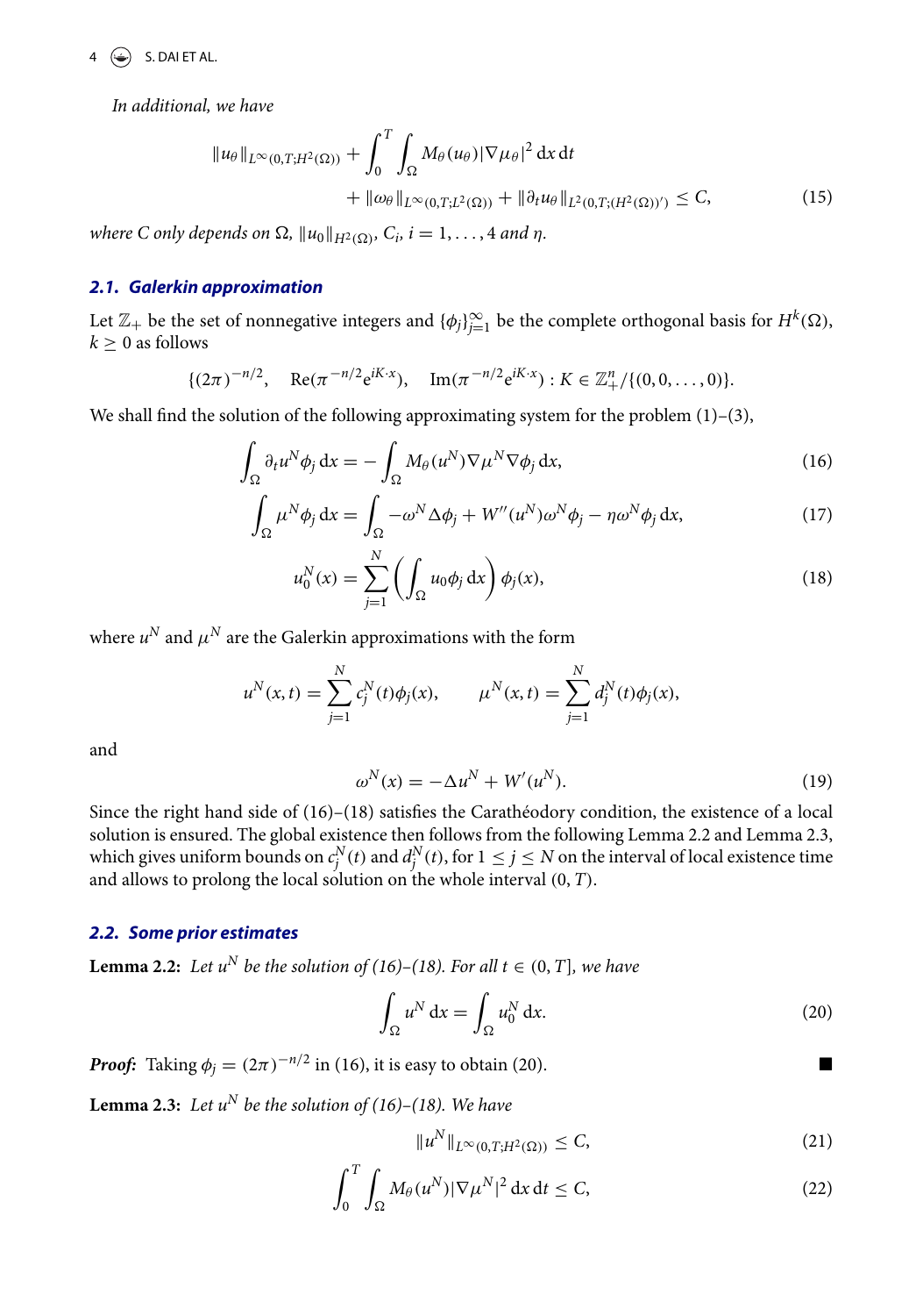*In additional, we have*

$$
\|u_\theta\|_{L^\infty(0,T;H^2(\Omega))} + \int_0^T \int_\Omega M_\theta(u_\theta)|\nabla \mu_\theta|^2 \,\mathrm{d}x\,\mathrm{d}t + \|\omega_\theta\|_{L^\infty(0,T;L^2(\Omega))} + \|\partial_t u_\theta\|_{L^2(0,T;(H^2(\Omega))')} \leq C, \tag{15}
$$

*where C only depends on* $\Omega$, $\|u_0\|_{H^2(\Omega)}$, $C_i$, $i = 1, \ldots, 4$ *and* $\eta$.

### 2.1. Galerkin approximation

Let $\mathbb{Z}_+$ be the set of nonnegative integers and $\{\phi_j\}_{j=1}^\infty$ be the complete orthogonal basis for $H^k(\Omega)$, $k \geq 0$ as follows

$$
\{(2\pi)^{-n/2}, \quad \mathrm{Re}(\pi^{-n/2}\mathrm{e}^{iK\cdot x}), \quad \mathrm{Im}(\pi^{-n/2}\mathrm{e}^{iK\cdot x}) : K \in \mathbb{Z}_+^n/\{(0,0,\ldots,0)\}.
$$

We shall find the solution of the following approximating system for the problem (1)–(3),

$$
\int_\Omega \partial_t u^N \phi_j \,\mathrm{d}x = -\int_\Omega M_\theta(u^N)\nabla\mu^N \nabla\phi_j \,\mathrm{d}x, \tag{16}
$$

$$
\int_\Omega \mu^N \phi_j \,\mathrm{d}x = \int_\Omega -\omega^N \Delta\phi_j + W''(u^N)\omega^N\phi_j - \eta\omega^N\phi_j \,\mathrm{d}x, \tag{17}
$$

$$
u_0^N(x) = \sum_{j=1}^N \left(\int_\Omega u_0\phi_j \,\mathrm{d}x\right)\phi_j(x), \tag{18}
$$

where $u^N$ and $\mu^N$ are the Galerkin approximations with the form

$$
u^N(x,t) = \sum_{j=1}^N c_j^N(t)\phi_j(x), \qquad \mu^N(x,t) = \sum_{j=1}^N d_j^N(t)\phi_j(x),
$$

and

$$
\omega^N(x) = -\Delta u^N + W'(u^N). \tag{19}
$$

Since the right hand side of (16)–(18) satisfies the Carathéodory condition, the existence of a local solution is ensured. The global existence then follows from the following Lemma 2.2 and Lemma 2.3, which gives uniform bounds on $c_j^N(t)$ and $d_j^N(t)$, for $1 \leq j \leq N$ on the interval of local existence time and allows to prolong the local solution on the whole interval $(0, T)$.

### 2.2. Some prior estimates

**Lemma 2.2:** *Let* $u^N$ *be the solution of (16)–(18). For all* $t \in (0, T]$, *we have*

$$
\int_\Omega u^N \,\mathrm{d}x = \int_\Omega u_0^N \,\mathrm{d}x. \tag{20}
$$

***Proof:*** Taking $\phi_j = (2\pi)^{-n/2}$ in (16), it is easy to obtain (20). ∎

**Lemma 2.3:** *Let* $u^N$ *be the solution of (16)–(18). We have*

$$
\|u^N\|_{L^\infty(0,T;H^2(\Omega))} \leq C, \tag{21}
$$

$$
\int_0^T \int_\Omega M_\theta(u^N)|\nabla\mu^N|^2 \,\mathrm{d}x\,\mathrm{d}t \leq C, \tag{22}
$$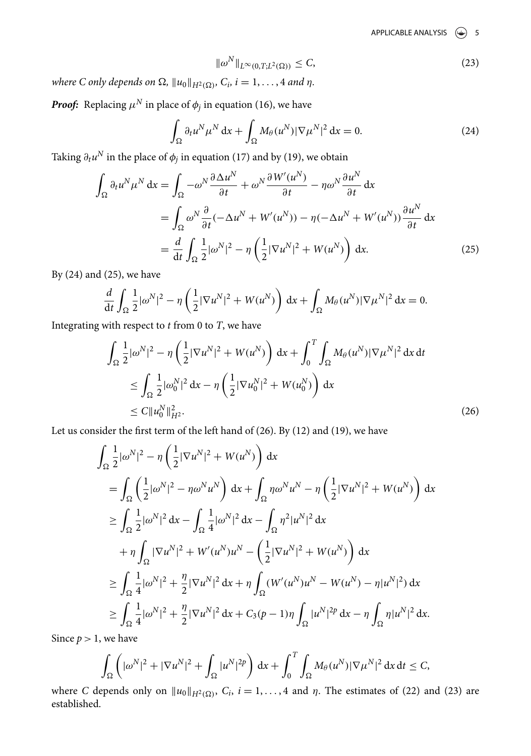$$\|\omega^N\|_{L^\infty(0,T;L^2(\Omega))} \leq C, \tag{23}$$

*where C only depends on* $\Omega$, $\|u_0\|_{H^2(\Omega)}$, $C_i$, $i = 1, \ldots, 4$ *and* $\eta$.

***Proof:*** Replacing $\mu^N$ in place of $\phi_j$ in equation (16), we have

$$\int_\Omega \partial_t u^N \mu^N \, dx + \int_\Omega M_\theta(u^N)|\nabla \mu^N|^2 \, dx = 0. \tag{24}$$

Taking $\partial_t u^N$ in the place of $\phi_j$ in equation (17) and by (19), we obtain

$$\begin{aligned}
\int_\Omega \partial_t u^N \mu^N \, dx &= \int_\Omega -\omega^N \frac{\partial \Delta u^N}{\partial t} + \omega^N \frac{\partial W'(u^N)}{\partial t} - \eta \omega^N \frac{\partial u^N}{\partial t} \, dx \\
&= \int_\Omega \omega^N \frac{\partial}{\partial t}(-\Delta u^N + W'(u^N)) - \eta(-\Delta u^N + W'(u^N)) \frac{\partial u^N}{\partial t} \, dx \\
&= \frac{d}{dt} \int_\Omega \frac{1}{2}|\omega^N|^2 - \eta \left( \frac{1}{2}|\nabla u^N|^2 + W(u^N) \right) \, dx.
\end{aligned} \tag{25}$$

By (24) and (25), we have

$$\frac{d}{dt} \int_\Omega \frac{1}{2}|\omega^N|^2 - \eta \left( \frac{1}{2}|\nabla u^N|^2 + W(u^N) \right) \, dx + \int_\Omega M_\theta(u^N)|\nabla \mu^N|^2 \, dx = 0.$$

Integrating with respect to $t$ from 0 to $T$, we have

$$\begin{aligned}
&\int_\Omega \frac{1}{2}|\omega^N|^2 - \eta \left( \frac{1}{2}|\nabla u^N|^2 + W(u^N) \right) \, dx + \int_0^T \int_\Omega M_\theta(u^N)|\nabla \mu^N|^2 \, dx \, dt \\
&\quad \leq \int_\Omega \frac{1}{2}|\omega_0^N|^2 \, dx - \eta \left( \frac{1}{2}|\nabla u_0^N|^2 + W(u_0^N) \right) \, dx \\
&\quad \leq C\|u_0^N\|_{H^2}^2.
\end{aligned} \tag{26}$$

Let us consider the first term of the left hand of (26). By (12) and (19), we have

$$\begin{aligned}
&\int_\Omega \frac{1}{2}|\omega^N|^2 - \eta \left( \frac{1}{2}|\nabla u^N|^2 + W(u^N) \right) \, dx \\
&= \int_\Omega \left( \frac{1}{2}|\omega^N|^2 - \eta \omega^N u^N \right) \, dx + \int_\Omega \eta \omega^N u^N - \eta \left( \frac{1}{2}|\nabla u^N|^2 + W(u^N) \right) \, dx \\
&\geq \int_\Omega \frac{1}{2}|\omega^N|^2 \, dx - \int_\Omega \frac{1}{4}|\omega^N|^2 \, dx - \int_\Omega \eta^2 |u^N|^2 \, dx \\
&\quad + \eta \int_\Omega |\nabla u^N|^2 + W'(u^N)u^N - \left( \frac{1}{2}|\nabla u^N|^2 + W(u^N) \right) \, dx \\
&\geq \int_\Omega \frac{1}{4}|\omega^N|^2 + \frac{\eta}{2}|\nabla u^N|^2 \, dx + \eta \int_\Omega (W'(u^N)u^N - W(u^N) - \eta |u^N|^2) \, dx \\
&\geq \int_\Omega \frac{1}{4}|\omega^N|^2 + \frac{\eta}{2}|\nabla u^N|^2 \, dx + C_3(p-1)\eta \int_\Omega |u^N|^{2p} \, dx - \eta \int_\Omega \eta |u^N|^2 \, dx.
\end{aligned}$$

Since $p > 1$, we have

$$\int_\Omega \left( |\omega^N|^2 + |\nabla u^N|^2 + \int_\Omega |u^N|^{2p} \right) \, dx + \int_0^T \int_\Omega M_\theta(u^N)|\nabla \mu^N|^2 \, dx \, dt \leq C,$$

where $C$ depends only on $\|u_0\|_{H^2(\Omega)}$, $C_i$, $i = 1, \ldots, 4$ and $\eta$. The estimates of (22) and (23) are established.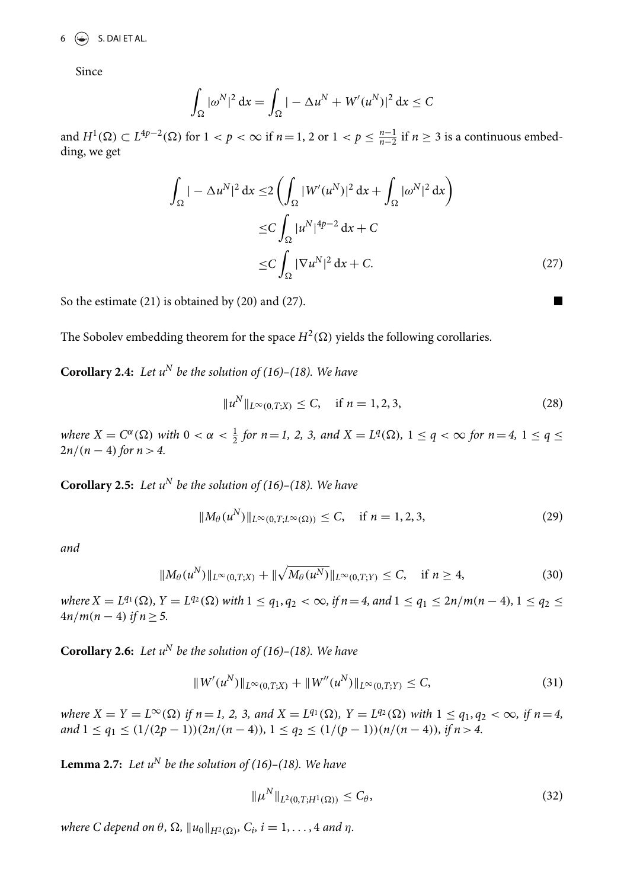Since

$$\int_\Omega |\omega^N|^2 \, dx = \int_\Omega |-\Delta u^N + W'(u^N)|^2 \, dx \le C$$

and $H^1(\Omega) \subset L^{4p-2}(\Omega)$ for $1 < p < \infty$ if $n = 1$, 2 or $1 < p \le \frac{n-1}{n-2}$ if $n \ge 3$ is a continuous embedding, we get

$$\begin{aligned}
\int_\Omega |-\Delta u^N|^2 \, dx \le & 2 \left( \int_\Omega |W'(u^N)|^2 \, dx + \int_\Omega |\omega^N|^2 \, dx \right) \\
\le & C \int_\Omega |u^N|^{4p-2} \, dx + C \\
\le & C \int_\Omega |\nabla u^N|^2 \, dx + C.
\end{aligned} \tag{27}$$

So the estimate (21) is obtained by (20) and (27). ∎

The Sobolev embedding theorem for the space $H^2(\Omega)$ yields the following corollaries.

**Corollary 2.4:** *Let $u^N$ be the solution of (16)–(18). We have*

$$\|u^N\|_{L^\infty(0,T;X)} \le C, \quad \text{if } n = 1, 2, 3, \tag{28}$$

*where $X = C^\alpha(\Omega)$ with $0 < \alpha < \frac{1}{2}$ for $n = 1$, 2, 3, and $X = L^q(\Omega)$, $1 \le q < \infty$ for $n = 4$, $1 \le q \le 2n/(n-4)$ for $n > 4$.*

**Corollary 2.5:** *Let $u^N$ be the solution of (16)–(18). We have*

$$\|M_\theta(u^N)\|_{L^\infty(0,T;L^\infty(\Omega))} \le C, \quad \text{if } n = 1, 2, 3, \tag{29}$$

*and*

$$\|M_\theta(u^N)\|_{L^\infty(0,T;X)} + \|\sqrt{M_\theta(u^N)}\|_{L^\infty(0,T;Y)} \le C, \quad \text{if } n \ge 4, \tag{30}$$

*where $X = L^{q_1}(\Omega)$, $Y = L^{q_2}(\Omega)$ with $1 \le q_1, q_2 < \infty$, if $n = 4$, and $1 \le q_1 \le 2n/m(n-4)$, $1 \le q_2 \le 4n/m(n-4)$ if $n \ge 5$.*

**Corollary 2.6:** *Let $u^N$ be the solution of (16)–(18). We have*

$$\|W'(u^N)\|_{L^\infty(0,T;X)} + \|W''(u^N)\|_{L^\infty(0,T;Y)} \le C, \tag{31}$$

*where $X = Y = L^\infty(\Omega)$ if $n = 1$, 2, 3, and $X = L^{q_1}(\Omega)$, $Y = L^{q_2}(\Omega)$ with $1 \le q_1, q_2 < \infty$, if $n = 4$, and $1 \le q_1 \le (1/(2p-1))(2n/(n-4))$, $1 \le q_2 \le (1/(p-1))(n/(n-4))$, if $n > 4$.*

**Lemma 2.7:** *Let $u^N$ be the solution of (16)–(18). We have*

$$\|\mu^N\|_{L^2(0,T;H^1(\Omega))} \le C_\theta, \tag{32}$$

*where C depend on $\theta$, $\Omega$, $\|u_0\|_{H^2(\Omega)}$, $C_i$, $i = 1, \ldots, 4$ and $\eta$.*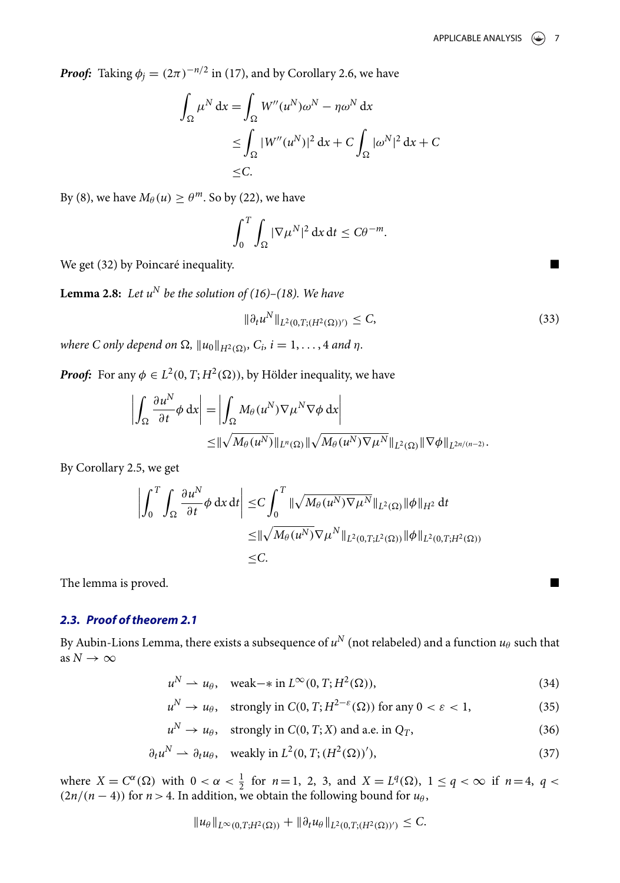***Proof:*** Taking $\phi_j = (2\pi)^{-n/2}$ in (17), and by Corollary 2.6, we have

$$
\begin{aligned}
\int_\Omega \mu^N \,\mathrm{d}x &= \int_\Omega W''(u^N)\omega^N - \eta\omega^N \,\mathrm{d}x \\
&\leq \int_\Omega |W''(u^N)|^2 \,\mathrm{d}x + C\int_\Omega |\omega^N|^2 \,\mathrm{d}x + C \\
&\leq C.
\end{aligned}
$$

By (8), we have $M_\theta(u) \geq \theta^m$. So by (22), we have

$$
\int_0^T \int_\Omega |\nabla \mu^N|^2 \,\mathrm{d}x\,\mathrm{d}t \leq C\theta^{-m}.
$$

We get (32) by Poincaré inequality. ∎

**Lemma 2.8:** *Let $u^N$ be the solution of (16)–(18). We have*

$$
\|\partial_t u^N\|_{L^2(0,T;(H^2(\Omega))')} \leq C, \tag{33}
$$

*where C only depend on $\Omega$, $\|u_0\|_{H^2(\Omega)}$, $C_i$, $i = 1,\ldots,4$ and $\eta$.*

***Proof:*** For any $\phi \in L^2(0,T;H^2(\Omega))$, by Hölder inequality, we have

$$
\begin{aligned}
\left|\int_\Omega \frac{\partial u^N}{\partial t}\phi \,\mathrm{d}x\right| &= \left|\int_\Omega M_\theta(u^N)\nabla\mu^N\nabla\phi \,\mathrm{d}x\right| \\
&\leq \|\sqrt{M_\theta(u^N)}\|_{L^n(\Omega)}\|\sqrt{M_\theta(u^N)\nabla\mu^N}\|_{L^2(\Omega)}\|\nabla\phi\|_{L^{2n/(n-2)}}.
\end{aligned}
$$

By Corollary 2.5, we get

$$
\begin{aligned}
\left|\int_0^T\int_\Omega \frac{\partial u^N}{\partial t}\phi \,\mathrm{d}x\,\mathrm{d}t\right| &\leq C\int_0^T \|\sqrt{M_\theta(u^N)\nabla\mu^N}\|_{L^2(\Omega)}\|\phi\|_{H^2}\,\mathrm{d}t \\
&\leq \|\sqrt{M_\theta(u^N)}\nabla\mu^N\|_{L^2(0,T;L^2(\Omega))}\|\phi\|_{L^2(0,T;H^2(\Omega))} \\
&\leq C.
\end{aligned}
$$

The lemma is proved. ∎

### *2.3. Proof of theorem 2.1*

By Aubin-Lions Lemma, there exists a subsequence of $u^N$ (not relabeled) and a function $u_\theta$ such that as $N \to \infty$

$$
u^N \rightharpoonup u_\theta, \quad \text{weak}-* \text{ in } L^\infty(0,T;H^2(\Omega)), \tag{34}
$$

$$
u^N \to u_\theta, \quad \text{strongly in } C(0,T;H^{2-\varepsilon}(\Omega)) \text{ for any } 0 < \varepsilon < 1, \tag{35}
$$

$$
u^N \to u_\theta, \quad \text{strongly in } C(0,T;X) \text{ and a.e. in } Q_T, \tag{36}
$$

$$
\partial_t u^N \rightharpoonup \partial_t u_\theta, \quad \text{weakly in } L^2(0,T;(H^2(\Omega))'), \tag{37}
$$

where $X = C^\alpha(\Omega)$ with $0 < \alpha < \frac{1}{2}$ for $n = 1, 2, 3$, and $X = L^q(\Omega)$, $1 \leq q < \infty$ if $n = 4$, $q < (2n/(n-4))$ for $n > 4$. In addition, we obtain the following bound for $u_\theta$,

$$
\|u_\theta\|_{L^\infty(0,T;H^2(\Omega))} + \|\partial_t u_\theta\|_{L^2(0,T;(H^2(\Omega))')} \leq C.
$$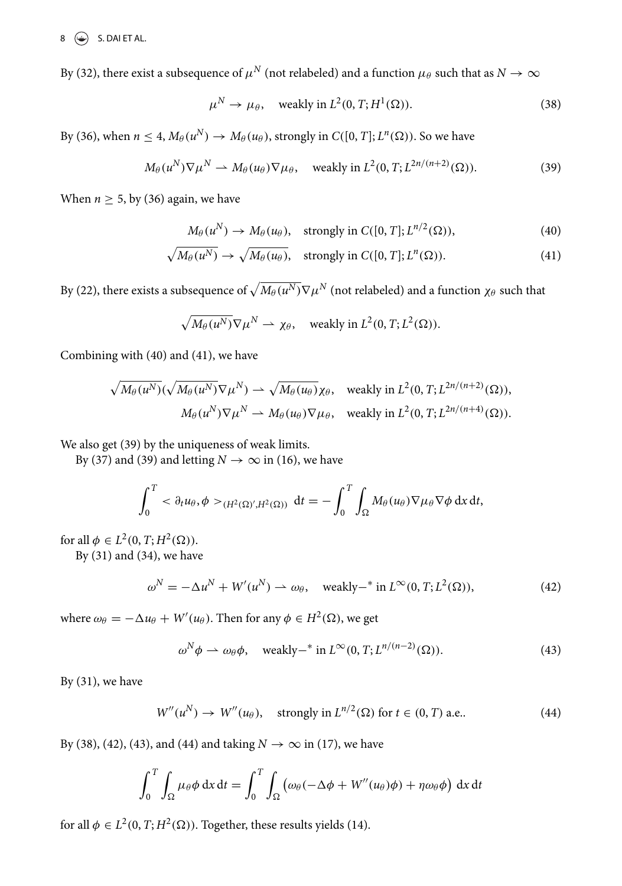By (32), there exist a subsequence of $\mu^N$ (not relabeled) and a function $\mu_\theta$ such that as $N \to \infty$

$$\mu^N \to \mu_\theta, \quad \text{weakly in } L^2(0,T;H^1(\Omega)). \tag{38}$$

By (36), when $n \le 4$, $M_\theta(u^N) \to M_\theta(u_\theta)$, strongly in $C([0,T];L^n(\Omega))$. So we have

$$M_\theta(u^N)\nabla\mu^N \rightharpoonup M_\theta(u_\theta)\nabla\mu_\theta, \quad \text{weakly in } L^2(0,T;L^{2n/(n+2)}(\Omega)). \tag{39}$$

When $n \ge 5$, by (36) again, we have

$$M_\theta(u^N) \to M_\theta(u_\theta), \quad \text{strongly in } C([0,T];L^{n/2}(\Omega)), \tag{40}$$

$$\sqrt{M_\theta(u^N)} \to \sqrt{M_\theta(u_\theta)}, \quad \text{strongly in } C([0,T];L^n(\Omega)). \tag{41}$$

By (22), there exists a subsequence of $\sqrt{M_\theta(u^N)}\nabla\mu^N$ (not relabeled) and a function $\chi_\theta$ such that

$$\sqrt{M_\theta(u^N)}\nabla\mu^N \rightharpoonup \chi_\theta, \quad \text{weakly in } L^2(0,T;L^2(\Omega)).$$

Combining with (40) and (41), we have

$$\sqrt{M_\theta(u^N)}(\sqrt{M_\theta(u^N)}\nabla\mu^N) \rightharpoonup \sqrt{M_\theta(u_\theta)}\chi_\theta, \quad \text{weakly in } L^2(0,T;L^{2n/(n+2)}(\Omega)),$$
$$M_\theta(u^N)\nabla\mu^N \rightharpoonup M_\theta(u_\theta)\nabla\mu_\theta, \quad \text{weakly in } L^2(0,T;L^{2n/(n+4)}(\Omega)).$$

We also get (39) by the uniqueness of weak limits.

By (37) and (39) and letting $N \to \infty$ in (16), we have

$$\int_0^T <\partial_t u_\theta, \phi>_{(H^2(\Omega)', H^2(\Omega))} \,\mathrm{d}t = -\int_0^T \int_\Omega M_\theta(u_\theta)\nabla\mu_\theta\nabla\phi \,\mathrm{d}x\,\mathrm{d}t,$$

for all $\phi \in L^2(0,T;H^2(\Omega))$.

By (31) and (34), we have

$$\omega^N = -\Delta u^N + W'(u^N) \rightharpoonup \omega_\theta, \quad \text{weakly}-^* \text{ in } L^\infty(0,T;L^2(\Omega)), \tag{42}$$

where $\omega_\theta = -\Delta u_\theta + W'(u_\theta)$. Then for any $\phi \in H^2(\Omega)$, we get

$$\omega^N\phi \rightharpoonup \omega_\theta\phi, \quad \text{weakly}-^* \text{ in } L^\infty(0,T;L^{n/(n-2)}(\Omega)). \tag{43}$$

By (31), we have

$$W''(u^N) \to W''(u_\theta), \quad \text{strongly in } L^{n/2}(\Omega) \text{ for } t \in (0,T) \text{ a.e.}. \tag{44}$$

By (38), (42), (43), and (44) and taking $N \to \infty$ in (17), we have

$$\int_0^T \int_\Omega \mu_\theta\phi \,\mathrm{d}x\,\mathrm{d}t = \int_0^T \int_\Omega \left(\omega_\theta(-\Delta\phi + W''(u_\theta)\phi) + \eta\omega_\theta\phi\right) \,\mathrm{d}x\,\mathrm{d}t$$

for all $\phi \in L^2(0,T;H^2(\Omega))$. Together, these results yields (14).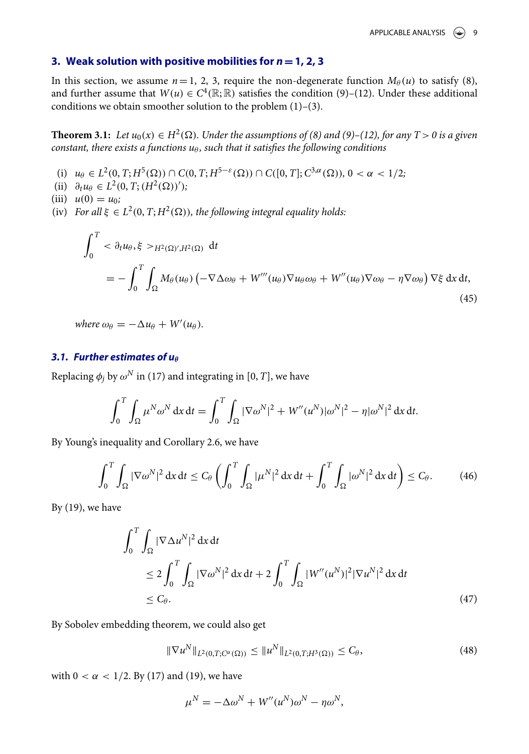## 3. Weak solution with positive mobilities for $n = 1, 2, 3$

In this section, we assume $n = 1, 2, 3$, require the non-degenerate function $M_\theta(u)$ to satisfy (8), and further assume that $W(u) \in C^4(\mathbb{R};\mathbb{R})$ satisfies the condition (9)–(12). Under these additional conditions we obtain smoother solution to the problem (1)–(3).

**Theorem 3.1:** *Let $u_0(x) \in H^2(\Omega)$. Under the assumptions of (8) and (9)–(12), for any $T > 0$ is a given constant, there exists a functions $u_\theta$, such that it satisfies the following conditions*

- (i) $u_\theta \in L^2(0,T;H^5(\Omega)) \cap C(0,T;H^{5-\varepsilon}(\Omega)) \cap C([0,T];C^{3,\alpha}(\Omega))$, $0 < \alpha < 1/2$;
- (ii) $\partial_t u_\theta \in L^2(0,T;(H^2(\Omega))')$;
- (iii) $u(0) = u_0$;
- (iv) *For all $\xi \in L^2(0,T;H^2(\Omega))$, the following integral equality holds:*

$$
\begin{aligned}
&\int_0^T < \partial_t u_\theta, \xi >_{H^2(\Omega)',H^2(\Omega)} \,\mathrm{d}t \\
&\quad = -\int_0^T\int_\Omega M_\theta(u_\theta)\left(-\nabla\Delta\omega_\theta + W'''(u_\theta)\nabla u_\theta\omega_\theta + W''(u_\theta)\nabla\omega_\theta - \eta\nabla\omega_\theta\right)\nabla\xi \,\mathrm{d}x\,\mathrm{d}t,
\end{aligned} \tag{45}
$$

*where $\omega_\theta = -\Delta u_\theta + W'(u_\theta)$.*

### 3.1. Further estimates of $u_\theta$

Replacing $\phi_j$ by $\omega^N$ in (17) and integrating in $[0,T]$, we have

$$
\int_0^T\int_\Omega \mu^N\omega^N \,\mathrm{d}x\,\mathrm{d}t = \int_0^T\int_\Omega |\nabla\omega^N|^2 + W''(u^N)|\omega^N|^2 - \eta|\omega^N|^2 \,\mathrm{d}x\,\mathrm{d}t.
$$

By Young's inequality and Corollary 2.6, we have

$$
\int_0^T\int_\Omega |\nabla\omega^N|^2 \,\mathrm{d}x\,\mathrm{d}t \le C_\theta\left(\int_0^T\int_\Omega |\mu^N|^2 \,\mathrm{d}x\,\mathrm{d}t + \int_0^T\int_\Omega |\omega^N|^2 \,\mathrm{d}x\,\mathrm{d}t\right) \le C_\theta. \tag{46}
$$

By (19), we have

$$
\begin{aligned}
&\int_0^T\int_\Omega |\nabla\Delta u^N|^2 \,\mathrm{d}x\,\mathrm{d}t \\
&\quad \le 2\int_0^T\int_\Omega |\nabla\omega^N|^2 \,\mathrm{d}x\,\mathrm{d}t + 2\int_0^T\int_\Omega |W''(u^N)|^2|\nabla u^N|^2 \,\mathrm{d}x\,\mathrm{d}t \\
&\quad \le C_\theta.
\end{aligned} \tag{47}
$$

By Sobolev embedding theorem, we could also get

$$
\|\nabla u^N\|_{L^2(0,T;C^\alpha(\Omega))} \le \|u^N\|_{L^2(0,T;H^3(\Omega))} \le C_\theta, \tag{48}
$$

with $0 < \alpha < 1/2$. By (17) and (19), we have

$$
\mu^N = -\Delta\omega^N + W''(u^N)\omega^N - \eta\omega^N,
$$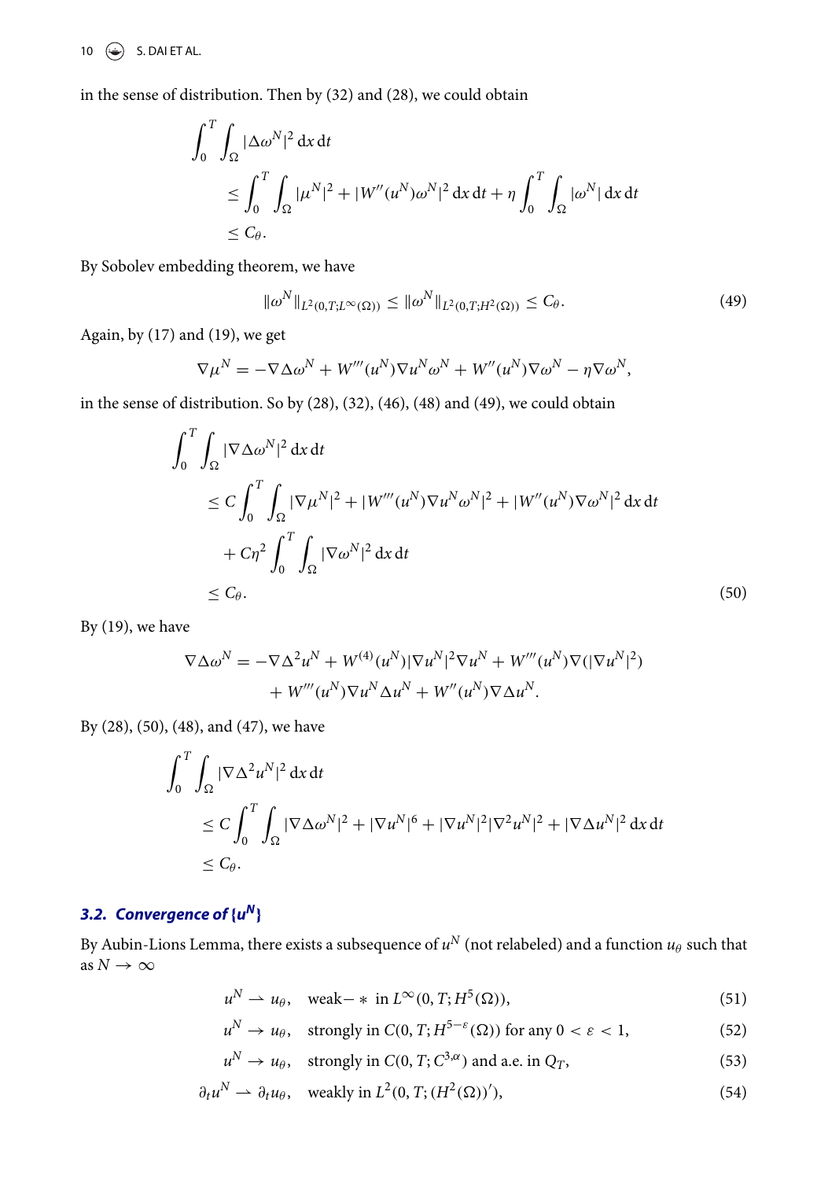in the sense of distribution. Then by (32) and (28), we could obtain

$$
\begin{aligned}
&\int_0^T \int_\Omega |\Delta \omega^N|^2 \,\mathrm{d}x\,\mathrm{d}t \\
&\quad \le \int_0^T \int_\Omega |\mu^N|^2 + |W''(u^N)\omega^N|^2 \,\mathrm{d}x\,\mathrm{d}t + \eta \int_0^T \int_\Omega |\omega^N| \,\mathrm{d}x\,\mathrm{d}t \\
&\quad \le C_\theta.
\end{aligned}
$$

By Sobolev embedding theorem, we have

$$
\|\omega^N\|_{L^2(0,T;L^\infty(\Omega))} \le \|\omega^N\|_{L^2(0,T;H^2(\Omega))} \le C_\theta. \tag{49}
$$

Again, by (17) and (19), we get

$$
\nabla \mu^N = -\nabla \Delta \omega^N + W'''(u^N)\nabla u^N \omega^N + W''(u^N)\nabla \omega^N - \eta \nabla \omega^N,
$$

in the sense of distribution. So by (28), (32), (46), (48) and (49), we could obtain

$$
\begin{aligned}
&\int_0^T \int_\Omega |\nabla \Delta \omega^N|^2 \,\mathrm{d}x\,\mathrm{d}t \\
&\quad \le C \int_0^T \int_\Omega |\nabla \mu^N|^2 + |W'''(u^N)\nabla u^N \omega^N|^2 + |W''(u^N)\nabla \omega^N|^2 \,\mathrm{d}x\,\mathrm{d}t \\
&\qquad + C\eta^2 \int_0^T \int_\Omega |\nabla \omega^N|^2 \,\mathrm{d}x\,\mathrm{d}t \\
&\quad \le C_\theta.
\end{aligned}
\tag{50}
$$

By (19), we have

$$
\begin{aligned}
\nabla \Delta \omega^N = &-\nabla \Delta^2 u^N + W^{(4)}(u^N)|\nabla u^N|^2 \nabla u^N + W'''(u^N)\nabla(|\nabla u^N|^2) \\
&+ W'''(u^N)\nabla u^N \Delta u^N + W''(u^N)\nabla \Delta u^N.
\end{aligned}
$$

By (28), (50), (48), and (47), we have

$$
\begin{aligned}
&\int_0^T \int_\Omega |\nabla \Delta^2 u^N|^2 \,\mathrm{d}x\,\mathrm{d}t \\
&\quad \le C \int_0^T \int_\Omega |\nabla \Delta \omega^N|^2 + |\nabla u^N|^6 + |\nabla u^N|^2 |\nabla^2 u^N|^2 + |\nabla \Delta u^N|^2 \,\mathrm{d}x\,\mathrm{d}t \\
&\quad \le C_\theta.
\end{aligned}
$$

### 3.2. Convergence of $\{u^N\}$

By Aubin-Lions Lemma, there exists a subsequence of $u^N$ (not relabeled) and a function $u_\theta$ such that as $N \to \infty$

$$
u^N \rightharpoonup u_\theta, \quad \text{weak}-* \text{ in } L^\infty(0,T;H^5(\Omega)), \tag{51}
$$

$$
u^N \to u_\theta, \quad \text{strongly in } C(0,T;H^{5-\varepsilon}(\Omega)) \text{ for any } 0 < \varepsilon < 1, \tag{52}
$$

$$
u^N \to u_\theta, \quad \text{strongly in } C(0,T;C^{3,\alpha}) \text{ and a.e. in } Q_T, \tag{53}
$$

$$
\partial_t u^N \rightharpoonup \partial_t u_\theta, \quad \text{weakly in } L^2(0,T;(H^2(\Omega))'), \tag{54}
$$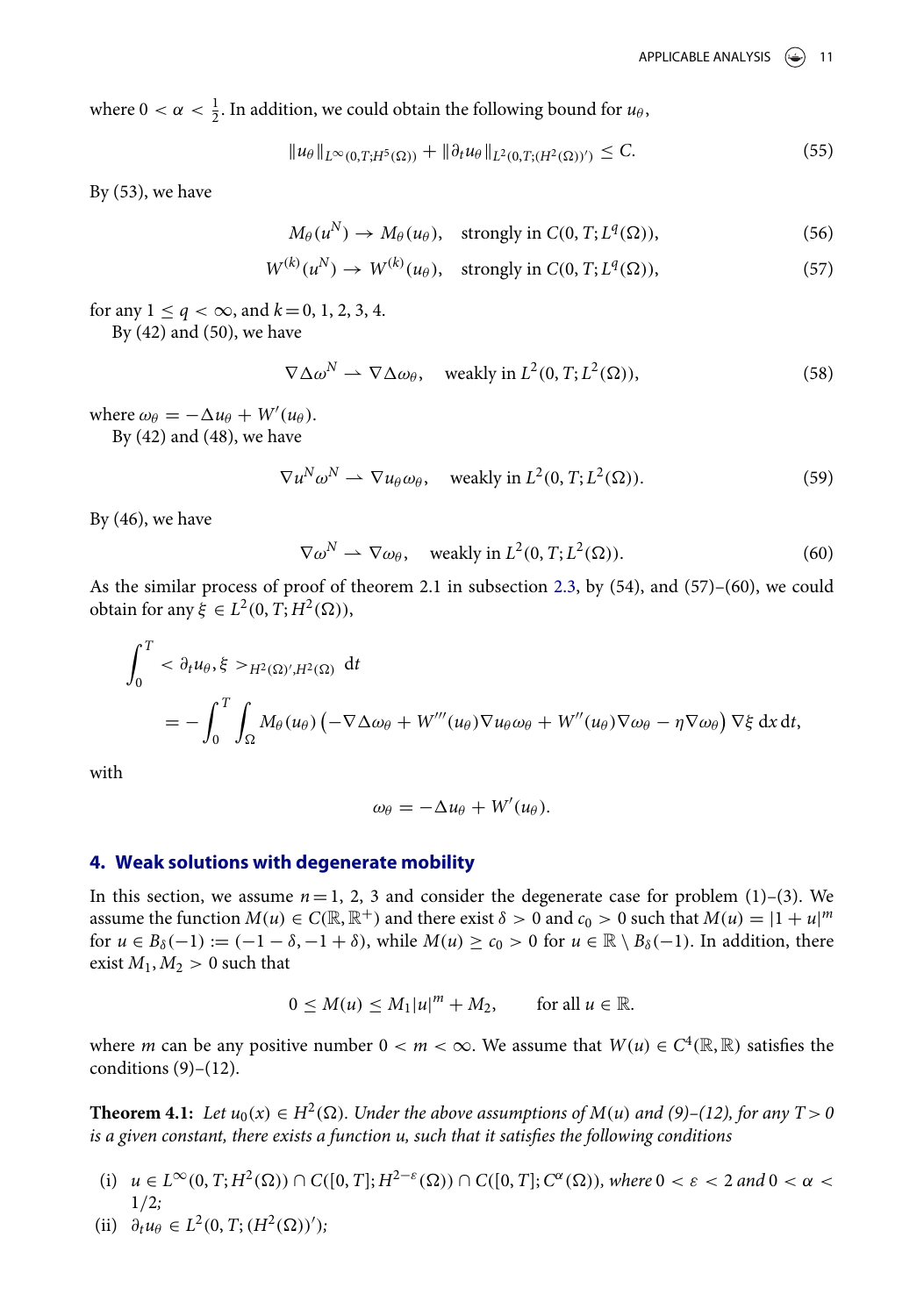where $0 < \alpha < \frac{1}{2}$. In addition, we could obtain the following bound for $u_\theta$,

$$\|u_\theta\|_{L^\infty(0,T;H^5(\Omega))} + \|\partial_t u_\theta\|_{L^2(0,T;(H^2(\Omega))')} \le C. \tag{55}$$

By (53), we have

$$M_\theta(u^N) \to M_\theta(u_\theta), \quad \text{strongly in } C(0,T;L^q(\Omega)), \tag{56}$$

$$W^{(k)}(u^N) \to W^{(k)}(u_\theta), \quad \text{strongly in } C(0,T;L^q(\Omega)), \tag{57}$$

for any $1 \le q < \infty$, and $k = 0, 1, 2, 3, 4$.

By (42) and (50), we have

$$\nabla\Delta\omega^N \rightharpoonup \nabla\Delta\omega_\theta, \quad \text{weakly in } L^2(0,T;L^2(\Omega)), \tag{58}$$

where $\omega_\theta = -\Delta u_\theta + W'(u_\theta)$.

By (42) and (48), we have

$$\nabla u^N\omega^N \rightharpoonup \nabla u_\theta\omega_\theta, \quad \text{weakly in } L^2(0,T;L^2(\Omega)). \tag{59}$$

By (46), we have

$$\nabla\omega^N \rightharpoonup \nabla\omega_\theta, \quad \text{weakly in } L^2(0,T;L^2(\Omega)). \tag{60}$$

As the similar process of proof of theorem 2.1 in subsection 2.3, by (54), and (57)–(60), we could obtain for any $\xi \in L^2(0,T;H^2(\Omega))$,

$$\int_0^T < \partial_t u_\theta, \xi >_{H^2(\Omega)',H^2(\Omega)} \, \mathrm{d}t$$
$$= -\int_0^T \int_\Omega M_\theta(u_\theta)\left(-\nabla\Delta\omega_\theta + W'''(u_\theta)\nabla u_\theta\omega_\theta + W''(u_\theta)\nabla\omega_\theta - \eta\nabla\omega_\theta\right)\nabla\xi \, \mathrm{d}x\,\mathrm{d}t,$$

with

$$\omega_\theta = -\Delta u_\theta + W'(u_\theta).$$

## 4. Weak solutions with degenerate mobility

In this section, we assume $n = 1, 2, 3$ and consider the degenerate case for problem (1)–(3). We assume the function $M(u) \in C(\mathbb{R}, \mathbb{R}^+)$ and there exist $\delta > 0$ and $c_0 > 0$ such that $M(u) = |1+u|^m$ for $u \in B_\delta(-1) := (-1-\delta, -1+\delta)$, while $M(u) \ge c_0 > 0$ for $u \in \mathbb{R} \setminus B_\delta(-1)$. In addition, there exist $M_1, M_2 > 0$ such that

$$0 \le M(u) \le M_1|u|^m + M_2, \qquad \text{for all } u \in \mathbb{R}.$$

where $m$ can be any positive number $0 < m < \infty$. We assume that $W(u) \in C^4(\mathbb{R}, \mathbb{R})$ satisfies the conditions (9)–(12).

**Theorem 4.1:** *Let $u_0(x) \in H^2(\Omega)$. Under the above assumptions of $M(u)$ and (9)–(12), for any $T > 0$ is a given constant, there exists a function $u$, such that it satisfies the following conditions*

(i) $u \in L^\infty(0,T;H^2(\Omega)) \cap C([0,T];H^{2-\varepsilon}(\Omega)) \cap C([0,T];C^\alpha(\Omega))$, *where* $0 < \varepsilon < 2$ *and* $0 < \alpha < 1/2$;

(ii) $\partial_t u_\theta \in L^2(0,T;(H^2(\Omega))')$;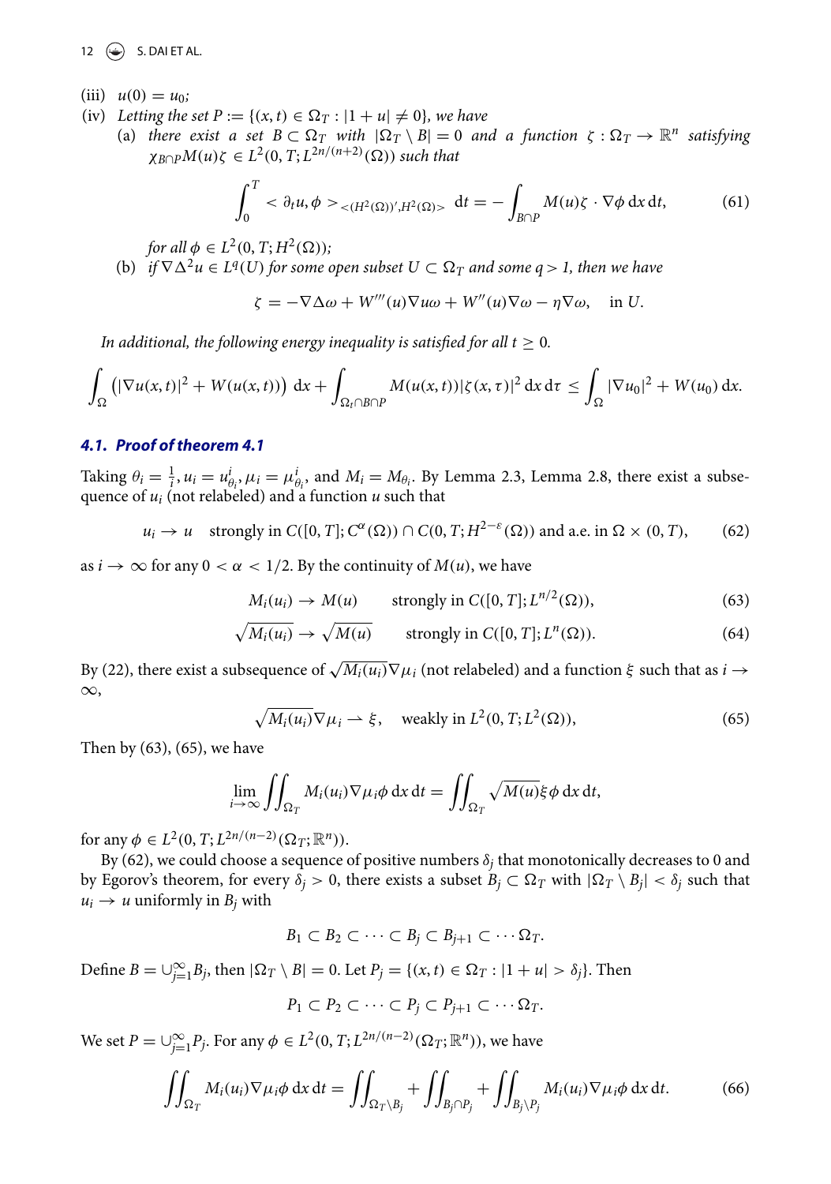(iii) $u(0) = u_0$;

(iv) *Letting the set* $P := \{(x,t) \in \Omega_T : |1+u| \neq 0\}$, *we have*

(a) *there exist a set* $B \subset \Omega_T$ *with* $|\Omega_T \setminus B| = 0$ *and a function* $\zeta : \Omega_T \to \mathbb{R}^n$ *satisfying* $\chi_{B\cap P} M(u)\zeta \in L^2(0,T; L^{2n/(n+2)}(\Omega))$ *such that*

$$\int_0^T < \partial_t u, \phi >_{<(H^2(\Omega))', H^2(\Omega)>} \, \mathrm{d}t = -\int_{B\cap P} M(u)\zeta \cdot \nabla\phi \, \mathrm{d}x \, \mathrm{d}t, \tag{61}$$

*for all* $\phi \in L^2(0,T; H^2(\Omega))$;

(b) *if* $\nabla\Delta^2 u \in L^q(U)$ *for some open subset* $U \subset \Omega_T$ *and some* $q > 1$, *then we have*

$$\zeta = -\nabla\Delta\omega + W'''(u)\nabla u\omega + W''(u)\nabla\omega - \eta\nabla\omega, \quad \text{in } U.$$

*In additional, the following energy inequality is satisfied for all* $t \geq 0$.

$$\int_\Omega \left(|\nabla u(x,t)|^2 + W(u(x,t))\right) \mathrm{d}x + \int_{\Omega_t \cap B \cap P} M(u(x,t))|\zeta(x,\tau)|^2 \, \mathrm{d}x \, \mathrm{d}\tau \leq \int_\Omega |\nabla u_0|^2 + W(u_0) \, \mathrm{d}x.$$

### 4.1. Proof of theorem 4.1

Taking $\theta_i = \frac{1}{i}, u_i = u^i_{\theta_i}, \mu_i = \mu^i_{\theta_i}$, and $M_i = M_{\theta_i}$. By Lemma 2.3, Lemma 2.8, there exist a subsequence of $u_i$ (not relabeled) and a function $u$ such that

$$u_i \to u \quad \text{strongly in } C([0,T]; C^\alpha(\Omega)) \cap C(0,T; H^{2-\varepsilon}(\Omega)) \text{ and a.e. in } \Omega \times (0,T), \tag{62}$$

as $i \to \infty$ for any $0 < \alpha < 1/2$. By the continuity of $M(u)$, we have

$$M_i(u_i) \to M(u) \qquad \text{strongly in } C([0,T]; L^{n/2}(\Omega)), \tag{63}$$

$$\sqrt{M_i(u_i)} \to \sqrt{M(u)} \qquad \text{strongly in } C([0,T]; L^n(\Omega)). \tag{64}$$

By (22), there exist a subsequence of $\sqrt{M_i(u_i)}\nabla\mu_i$ (not relabeled) and a function $\xi$ such that as $i \to \infty$,

$$\sqrt{M_i(u_i)}\nabla\mu_i \rightharpoonup \xi, \quad \text{weakly in } L^2(0,T; L^2(\Omega)), \tag{65}$$

Then by (63), (65), we have

$$\lim_{i\to\infty} \iint_{\Omega_T} M_i(u_i)\nabla\mu_i\phi \, \mathrm{d}x \, \mathrm{d}t = \iint_{\Omega_T} \sqrt{M(u)}\xi\phi \, \mathrm{d}x \, \mathrm{d}t,$$

for any $\phi \in L^2(0,T; L^{2n/(n-2)}(\Omega_T; \mathbb{R}^n))$.

By (62), we could choose a sequence of positive numbers $\delta_j$ that monotonically decreases to 0 and by Egorov's theorem, for every $\delta_j > 0$, there exists a subset $B_j \subset \Omega_T$ with $|\Omega_T \setminus B_j| < \delta_j$ such that $u_i \to u$ uniformly in $B_j$ with

$$B_1 \subset B_2 \subset \cdots \subset B_j \subset B_{j+1} \subset \cdots \Omega_T.$$

Define $B = \cup_{j=1}^\infty B_j$, then $|\Omega_T \setminus B| = 0$. Let $P_j = \{(x,t) \in \Omega_T : |1+u| > \delta_j\}$. Then

$$P_1 \subset P_2 \subset \cdots \subset P_j \subset P_{j+1} \subset \cdots \Omega_T.$$

We set $P = \cup_{j=1}^\infty P_j$. For any $\phi \in L^2(0,T; L^{2n/(n-2)}(\Omega_T; \mathbb{R}^n))$, we have

$$\iint_{\Omega_T} M_i(u_i)\nabla\mu_i\phi \, \mathrm{d}x \, \mathrm{d}t = \iint_{\Omega_T \setminus B_j} + \iint_{B_j \cap P_j} + \iint_{B_j \setminus P_j} M_i(u_i)\nabla\mu_i\phi \, \mathrm{d}x \, \mathrm{d}t. \tag{66}$$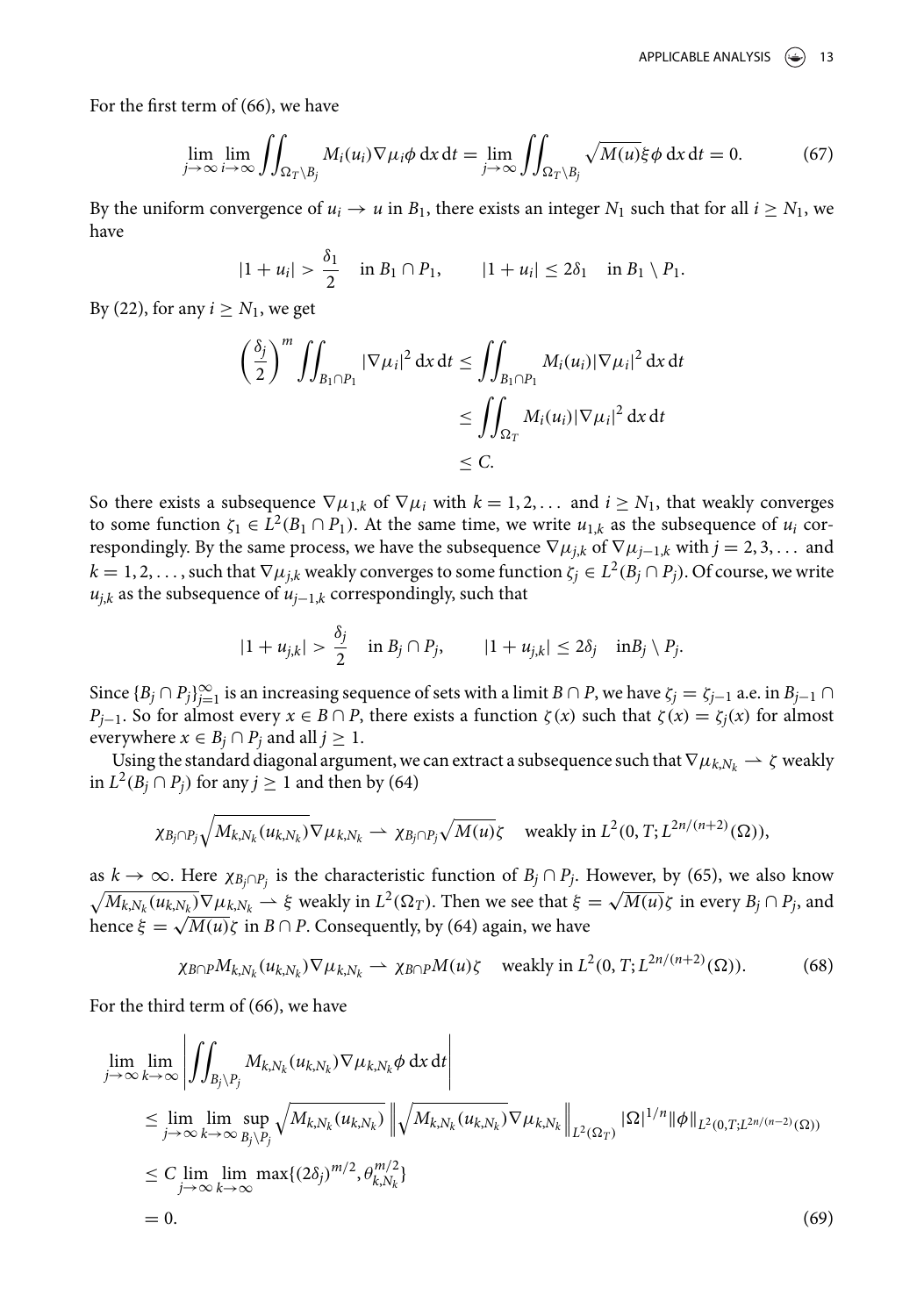For the first term of (66), we have

$$\lim_{j\to\infty}\lim_{i\to\infty}\iint_{\Omega_T\setminus B_j} M_i(u_i)\nabla\mu_i\phi\,\mathrm{d}x\,\mathrm{d}t=\lim_{j\to\infty}\iint_{\Omega_T\setminus B_j}\sqrt{M(u)}\xi\phi\,\mathrm{d}x\,\mathrm{d}t=0. \tag{67}$$

By the uniform convergence of $u_i\to u$ in $B_1$, there exists an integer $N_1$ such that for all $i\ge N_1$, we have

$$|1+u_i|>\frac{\delta_1}{2}\quad\text{in } B_1\cap P_1,\qquad |1+u_i|\le 2\delta_1\quad\text{in } B_1\setminus P_1.$$

By (22), for any $i\ge N_1$, we get

$$\begin{aligned}\left(\frac{\delta_j}{2}\right)^m\iint_{B_1\cap P_1}|\nabla\mu_i|^2\,\mathrm{d}x\,\mathrm{d}t&\le\iint_{B_1\cap P_1}M_i(u_i)|\nabla\mu_i|^2\,\mathrm{d}x\,\mathrm{d}t\\&\le\iint_{\Omega_T}M_i(u_i)|\nabla\mu_i|^2\,\mathrm{d}x\,\mathrm{d}t\\&\le C.\end{aligned}$$

So there exists a subsequence $\nabla\mu_{1,k}$ of $\nabla\mu_i$ with $k=1,2,\dots$ and $i\ge N_1$, that weakly converges to some function $\zeta_1\in L^2(B_1\cap P_1)$. At the same time, we write $u_{1,k}$ as the subsequence of $u_i$ correspondingly. By the same process, we have the subsequence $\nabla\mu_{j,k}$ of $\nabla\mu_{j-1,k}$ with $j=2,3,\dots$ and $k=1,2,\dots$, such that $\nabla\mu_{j,k}$ weakly converges to some function $\zeta_j\in L^2(B_j\cap P_j)$. Of course, we write $u_{j,k}$ as the subsequence of $u_{j-1,k}$ correspondingly, such that

$$|1+u_{j,k}|>\frac{\delta_j}{2}\quad\text{in } B_j\cap P_j,\qquad |1+u_{j,k}|\le 2\delta_j\quad\text{in} B_j\setminus P_j.$$

Since $\{B_j\cap P_j\}_{j=1}^{\infty}$ is an increasing sequence of sets with a limit $B\cap P$, we have $\zeta_j=\zeta_{j-1}$ a.e. in $B_{j-1}\cap P_{j-1}$. So for almost every $x\in B\cap P$, there exists a function $\zeta(x)$ such that $\zeta(x)=\zeta_j(x)$ for almost everywhere $x\in B_j\cap P_j$ and all $j\ge 1$.

Using the standard diagonal argument, we can extract a subsequence such that $\nabla\mu_{k,N_k}\rightharpoonup\zeta$ weakly in $L^2(B_j\cap P_j)$ for any $j\ge1$ and then by (64)

$$\chi_{B_j\cap P_j}\sqrt{M_{k,N_k}(u_{k,N_k})}\nabla\mu_{k,N_k}\rightharpoonup\chi_{B_j\cap P_j}\sqrt{M(u)}\zeta\quad\text{weakly in } L^2(0,T;L^{2n/(n+2)}(\Omega)),$$

as $k\to\infty$. Here $\chi_{B_j\cap P_j}$ is the characteristic function of $B_j\cap P_j$. However, by (65), we also know $\sqrt{M_{k,N_k}(u_{k,N_k})}\nabla\mu_{k,N_k}\rightharpoonup\xi$ weakly in $L^2(\Omega_T)$. Then we see that $\xi=\sqrt{M(u)}\zeta$ in every $B_j\cap P_j$, and hence $\xi=\sqrt{M(u)}\zeta$ in $B\cap P$. Consequently, by (64) again, we have

$$\chi_{B\cap P}M_{k,N_k}(u_{k,N_k})\nabla\mu_{k,N_k}\rightharpoonup\chi_{B\cap P}M(u)\zeta\quad\text{weakly in } L^2(0,T;L^{2n/(n+2)}(\Omega)). \tag{68}$$

For the third term of (66), we have

$$\begin{aligned}&\lim_{j\to\infty}\lim_{k\to\infty}\left|\iint_{B_j\setminus P_j}M_{k,N_k}(u_{k,N_k})\nabla\mu_{k,N_k}\phi\,\mathrm{d}x\,\mathrm{d}t\right|\\&\le\lim_{j\to\infty}\lim_{k\to\infty}\sup_{B_j\setminus P_j}\sqrt{M_{k,N_k}(u_{k,N_k})}\left\|\sqrt{M_{k,N_k}(u_{k,N_k})}\nabla\mu_{k,N_k}\right\|_{L^2(\Omega_T)}|\Omega|^{1/n}\|\phi\|_{L^2(0,T;L^{2n/(n-2)}(\Omega))}\\&\le C\lim_{j\to\infty}\lim_{k\to\infty}\max\{(2\delta_j)^{m/2},\theta_{k,N_k}^{m/2}\}\\&=0.\end{aligned} \tag{69}$$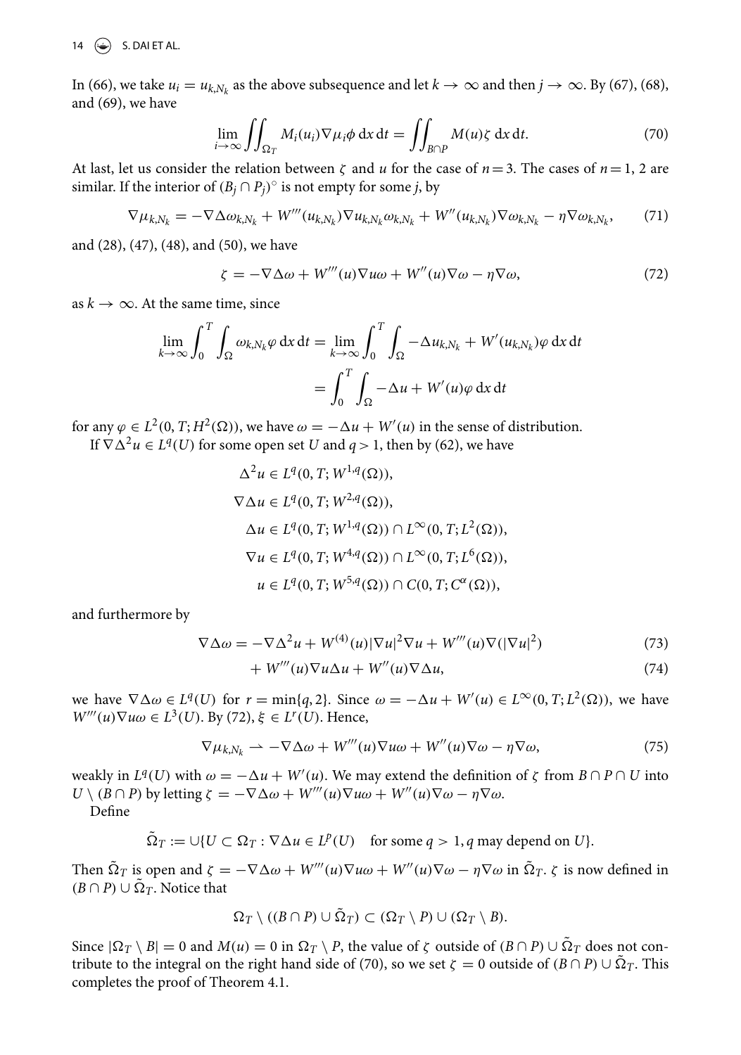In (66), we take $u_i = u_{k,N_k}$ as the above subsequence and let $k \to \infty$ and then $j \to \infty$. By (67), (68), and (69), we have

$$\lim_{i\to\infty} \iint_{\Omega_T} M_i(u_i)\nabla\mu_i\phi \,\mathrm{d}x\,\mathrm{d}t = \iint_{B\cap P} M(u)\zeta \,\mathrm{d}x\,\mathrm{d}t. \tag{70}$$

At last, let us consider the relation between $\zeta$ and $u$ for the case of $n = 3$. The cases of $n = 1, 2$ are similar. If the interior of $(B_j \cap P_j)^\circ$ is not empty for some $j$, by

$$\nabla\mu_{k,N_k} = -\nabla\Delta\omega_{k,N_k} + W'''(u_{k,N_k})\nabla u_{k,N_k}\omega_{k,N_k} + W''(u_{k,N_k})\nabla\omega_{k,N_k} - \eta\nabla\omega_{k,N_k}, \tag{71}$$

and (28), (47), (48), and (50), we have

$$\zeta = -\nabla\Delta\omega + W'''(u)\nabla u\omega + W''(u)\nabla\omega - \eta\nabla\omega, \tag{72}$$

as $k \to \infty$. At the same time, since

$$\begin{aligned}\lim_{k\to\infty}\int_0^T\int_\Omega \omega_{k,N_k}\varphi \,\mathrm{d}x\,\mathrm{d}t &= \lim_{k\to\infty}\int_0^T\int_\Omega -\Delta u_{k,N_k} + W'(u_{k,N_k})\varphi \,\mathrm{d}x\,\mathrm{d}t \\ &= \int_0^T\int_\Omega -\Delta u + W'(u)\varphi \,\mathrm{d}x\,\mathrm{d}t\end{aligned}$$

for any $\varphi \in L^2(0,T;H^2(\Omega))$, we have $\omega = -\Delta u + W'(u)$ in the sense of distribution.

If $\nabla\Delta^2 u \in L^q(U)$ for some open set $U$ and $q > 1$, then by (62), we have

$$\begin{aligned}
\Delta^2 u &\in L^q(0,T;W^{1,q}(\Omega)),\\
\nabla\Delta u &\in L^q(0,T;W^{2,q}(\Omega)),\\
\Delta u &\in L^q(0,T;W^{1,q}(\Omega)) \cap L^\infty(0,T;L^2(\Omega)),\\
\nabla u &\in L^q(0,T;W^{4,q}(\Omega)) \cap L^\infty(0,T;L^6(\Omega)),\\
u &\in L^q(0,T;W^{5,q}(\Omega)) \cap C(0,T;C^\alpha(\Omega)),
\end{aligned}$$

and furthermore by

$$\nabla\Delta\omega = -\nabla\Delta^2 u + W^{(4)}(u)|\nabla u|^2\nabla u + W'''(u)\nabla(|\nabla u|^2) \tag{73}$$

$$+ W'''(u)\nabla u\Delta u + W''(u)\nabla\Delta u, \tag{74}$$

we have $\nabla\Delta\omega \in L^q(U)$ for $r = \min\{q, 2\}$. Since $\omega = -\Delta u + W'(u) \in L^\infty(0,T;L^2(\Omega))$, we have $W'''(u)\nabla u\omega \in L^3(U)$. By (72), $\xi \in L^r(U)$. Hence,

$$\nabla\mu_{k,N_k} \rightharpoonup -\nabla\Delta\omega + W'''(u)\nabla u\omega + W''(u)\nabla\omega - \eta\nabla\omega, \tag{75}$$

weakly in $L^q(U)$ with $\omega = -\Delta u + W'(u)$. We may extend the definition of $\zeta$ from $B \cap P \cap U$ into $U \setminus (B \cap P)$ by letting $\zeta = -\nabla\Delta\omega + W'''(u)\nabla u\omega + W''(u)\nabla\omega - \eta\nabla\omega$.

Define

$$\tilde{\Omega}_T := \cup\{U \subset \Omega_T : \nabla\Delta u \in L^p(U) \quad \text{for some } q > 1, q \text{ may depend on } U\}.$$

Then $\tilde{\Omega}_T$ is open and $\zeta = -\nabla\Delta\omega + W'''(u)\nabla u\omega + W''(u)\nabla\omega - \eta\nabla\omega$ in $\tilde{\Omega}_T$. $\zeta$ is now defined in $(B \cap P) \cup \tilde{\Omega}_T$. Notice that

$$\Omega_T \setminus ((B \cap P) \cup \tilde{\Omega}_T) \subset (\Omega_T \setminus P) \cup (\Omega_T \setminus B).$$

Since $|\Omega_T \setminus B| = 0$ and $M(u) = 0$ in $\Omega_T \setminus P$, the value of $\zeta$ outside of $(B \cap P) \cup \tilde{\Omega}_T$ does not contribute to the integral on the right hand side of (70), so we set $\zeta = 0$ outside of $(B \cap P) \cup \tilde{\Omega}_T$. This completes the proof of Theorem 4.1.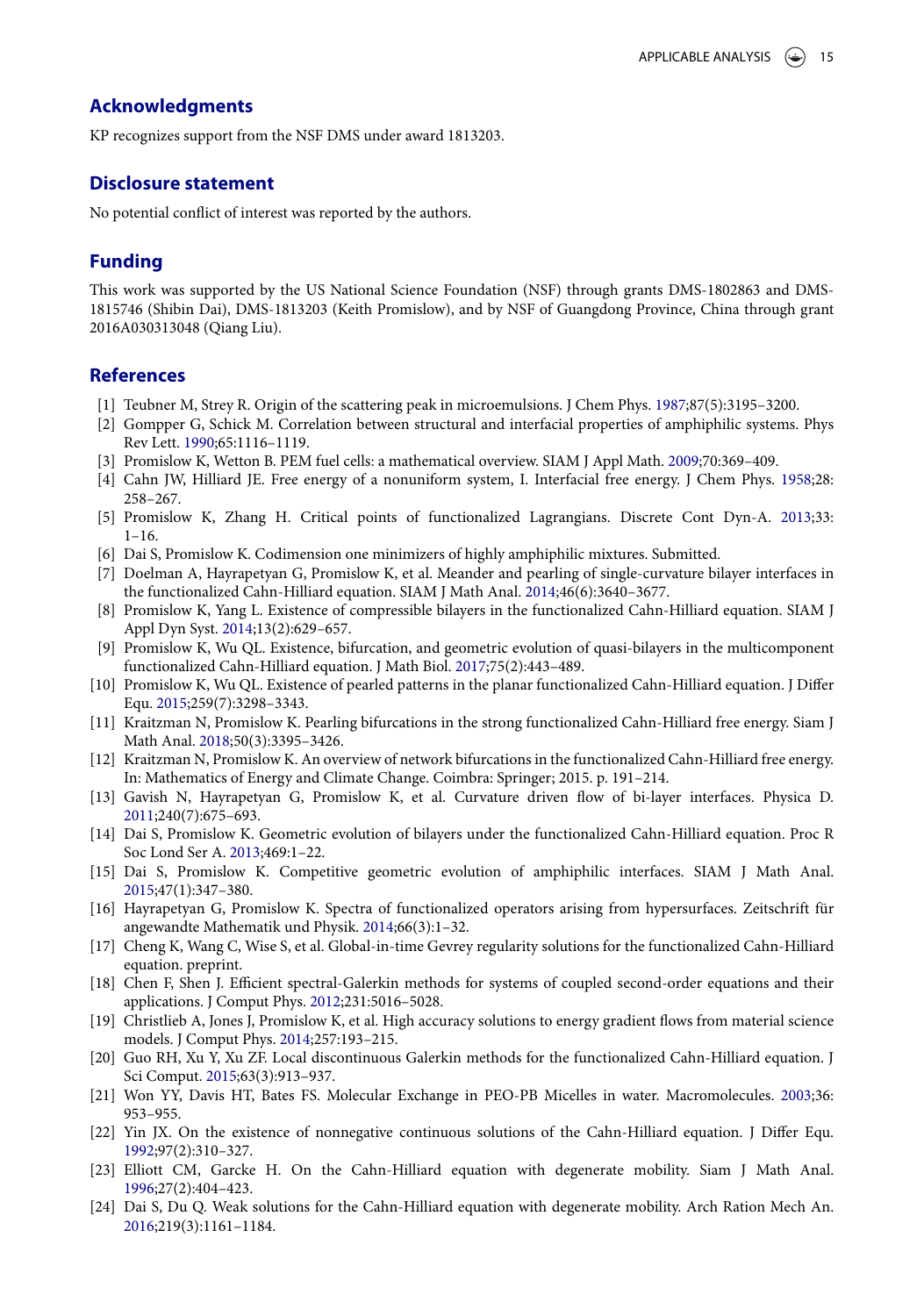## Acknowledgments

KP recognizes support from the NSF DMS under award 1813203.

## Disclosure statement

No potential conflict of interest was reported by the authors.

## Funding

This work was supported by the US National Science Foundation (NSF) through grants DMS-1802863 and DMS-1815746 (Shibin Dai), DMS-1813203 (Keith Promislow), and by NSF of Guangdong Province, China through grant 2016A030313048 (Qiang Liu).

## References

[1] Teubner M, Strey R. Origin of the scattering peak in microemulsions. J Chem Phys. 1987;87(5):3195–3200.

[2] Gompper G, Schick M. Correlation between structural and interfacial properties of amphiphilic systems. Phys Rev Lett. 1990;65:1116–1119.

[3] Promislow K, Wetton B. PEM fuel cells: a mathematical overview. SIAM J Appl Math. 2009;70:369–409.

[4] Cahn JW, Hilliard JE. Free energy of a nonuniform system, I. Interfacial free energy. J Chem Phys. 1958;28: 258–267.

[5] Promislow K, Zhang H. Critical points of functionalized Lagrangians. Discrete Cont Dyn-A. 2013;33: 1–16.

[6] Dai S, Promislow K. Codimension one minimizers of highly amphiphilic mixtures. Submitted.

[7] Doelman A, Hayrapetyan G, Promislow K, et al. Meander and pearling of single-curvature bilayer interfaces in the functionalized Cahn-Hilliard equation. SIAM J Math Anal. 2014;46(6):3640–3677.

[8] Promislow K, Yang L. Existence of compressible bilayers in the functionalized Cahn-Hilliard equation. SIAM J Appl Dyn Syst. 2014;13(2):629–657.

[9] Promislow K, Wu QL. Existence, bifurcation, and geometric evolution of quasi-bilayers in the multicomponent functionalized Cahn-Hilliard equation. J Math Biol. 2017;75(2):443–489.

[10] Promislow K, Wu QL. Existence of pearled patterns in the planar functionalized Cahn-Hilliard equation. J Differ Equ. 2015;259(7):3298–3343.

[11] Kraitzman N, Promislow K. Pearling bifurcations in the strong functionalized Cahn-Hilliard free energy. Siam J Math Anal. 2018;50(3):3395–3426.

[12] Kraitzman N, Promislow K. An overview of network bifurcations in the functionalized Cahn-Hilliard free energy. In: Mathematics of Energy and Climate Change. Coimbra: Springer; 2015. p. 191–214.

[13] Gavish N, Hayrapetyan G, Promislow K, et al. Curvature driven flow of bi-layer interfaces. Physica D. 2011;240(7):675–693.

[14] Dai S, Promislow K. Geometric evolution of bilayers under the functionalized Cahn-Hilliard equation. Proc R Soc Lond Ser A. 2013;469:1–22.

[15] Dai S, Promislow K. Competitive geometric evolution of amphiphilic interfaces. SIAM J Math Anal. 2015;47(1):347–380.

[16] Hayrapetyan G, Promislow K. Spectra of functionalized operators arising from hypersurfaces. Zeitschrift für angewandte Mathematik und Physik. 2014;66(3):1–32.

[17] Cheng K, Wang C, Wise S, et al. Global-in-time Gevrey regularity solutions for the functionalized Cahn-Hilliard equation. preprint.

[18] Chen F, Shen J. Efficient spectral-Galerkin methods for systems of coupled second-order equations and their applications. J Comput Phys. 2012;231:5016–5028.

[19] Christlieb A, Jones J, Promislow K, et al. High accuracy solutions to energy gradient flows from material science models. J Comput Phys. 2014;257:193–215.

[20] Guo RH, Xu Y, Xu ZF. Local discontinuous Galerkin methods for the functionalized Cahn-Hilliard equation. J Sci Comput. 2015;63(3):913–937.

[21] Won YY, Davis HT, Bates FS. Molecular Exchange in PEO-PB Micelles in water. Macromolecules. 2003;36: 953–955.

[22] Yin JX. On the existence of nonnegative continuous solutions of the Cahn-Hilliard equation. J Differ Equ. 1992;97(2):310–327.

[23] Elliott CM, Garcke H. On the Cahn-Hilliard equation with degenerate mobility. Siam J Math Anal. 1996;27(2):404–423.

[24] Dai S, Du Q. Weak solutions for the Cahn-Hilliard equation with degenerate mobility. Arch Ration Mech An. 2016;219(3):1161–1184.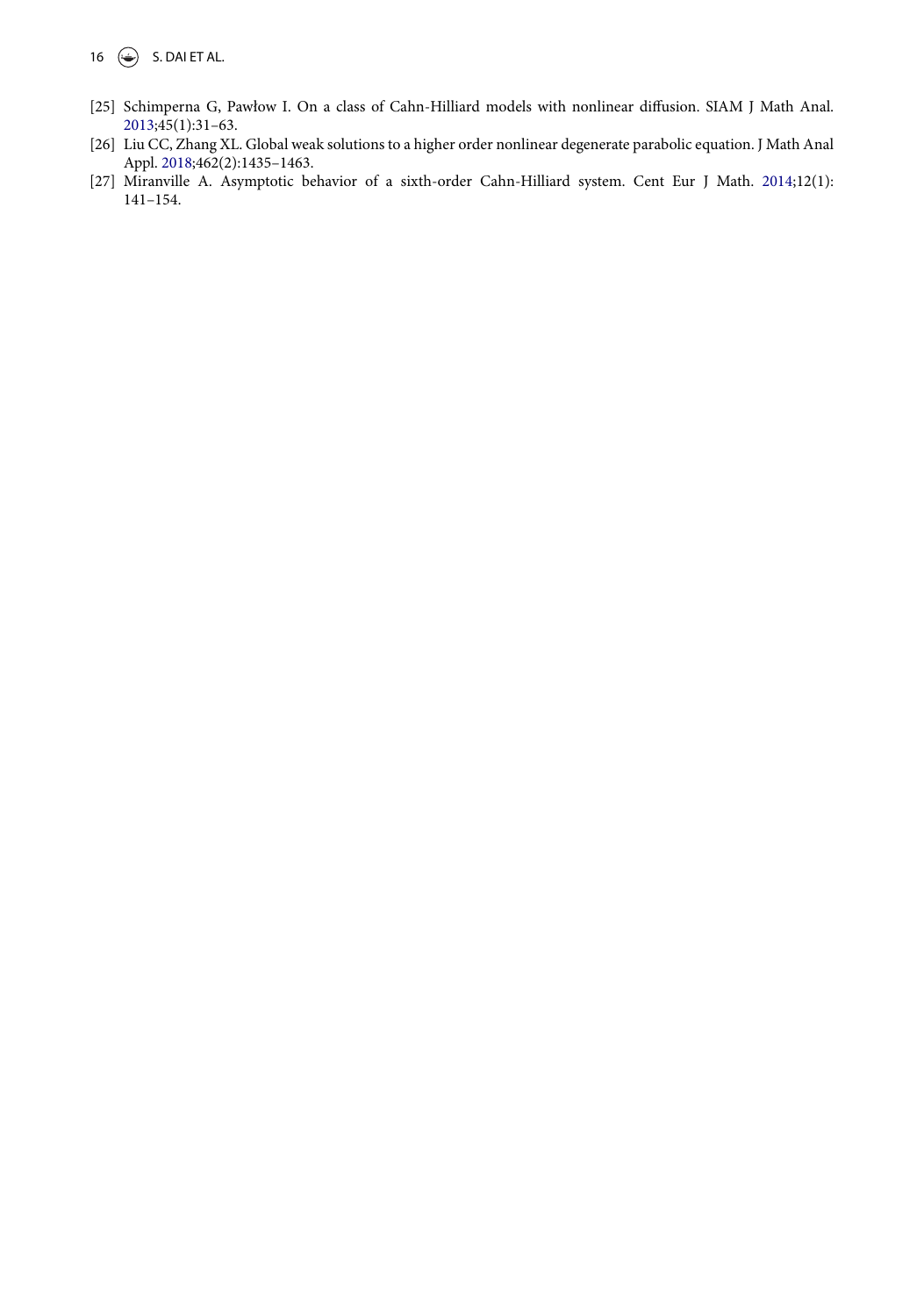[25] Schimperna G, Pawłow I. On a class of Cahn-Hilliard models with nonlinear diffusion. SIAM J Math Anal. 2013;45(1):31–63.

[26] Liu CC, Zhang XL. Global weak solutions to a higher order nonlinear degenerate parabolic equation. J Math Anal Appl. 2018;462(2):1435–1463.

[27] Miranville A. Asymptotic behavior of a sixth-order Cahn-Hilliard system. Cent Eur J Math. 2014;12(1): 141–154.